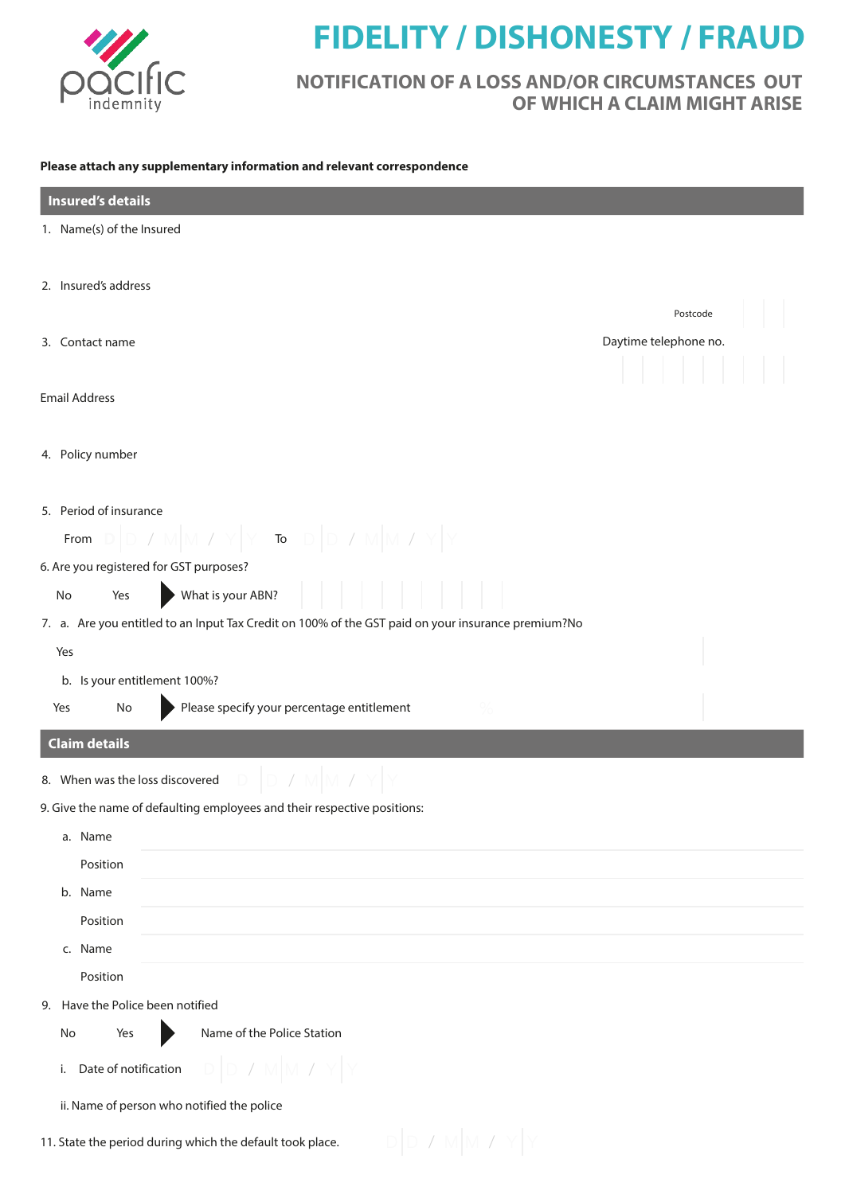# FIDELITY / DISHONESTY / FRAUD

## NOTIFICATION OF A LOSS AND/OR CIRCUMSTANCES OUT OF WHICH A CLAIM MIGHT ARISE

**Please attach any supplementary information and relevant correspondence**

## Insured's details

1. Name(s) of the Insured

2. Insured's address

Postcode

3. Contact name

Daytime telephone no.

Email Address

4. Policy number

5. Period of insurance

From D D / M M / Y Y To D D / M M / Y Y

6. Are you registered for GST purposes?

No Yes ▶ What is your ABN?

7. a. Are you entitled to an Input Tax Credit on 100% of the GST paid on your insurance premium? No Yes

b. Is your entitlement 100%?

Yes No ▶ Please specify your percentage entitlement %

## Claim details

8. When was the loss discovered D D / M M / Y Y

9. Give the name of defaulting employees and their respective positions:

a. Name

Position

b. Name

Position

c. Name

Position

9. Have the Police been notified

No Yes ▶ Name of the Police Station

i. Date of notification D D / M M / Y Y

ii. Name of person who notified the police

11. State the period during which the default took place. D D / M M / Y Y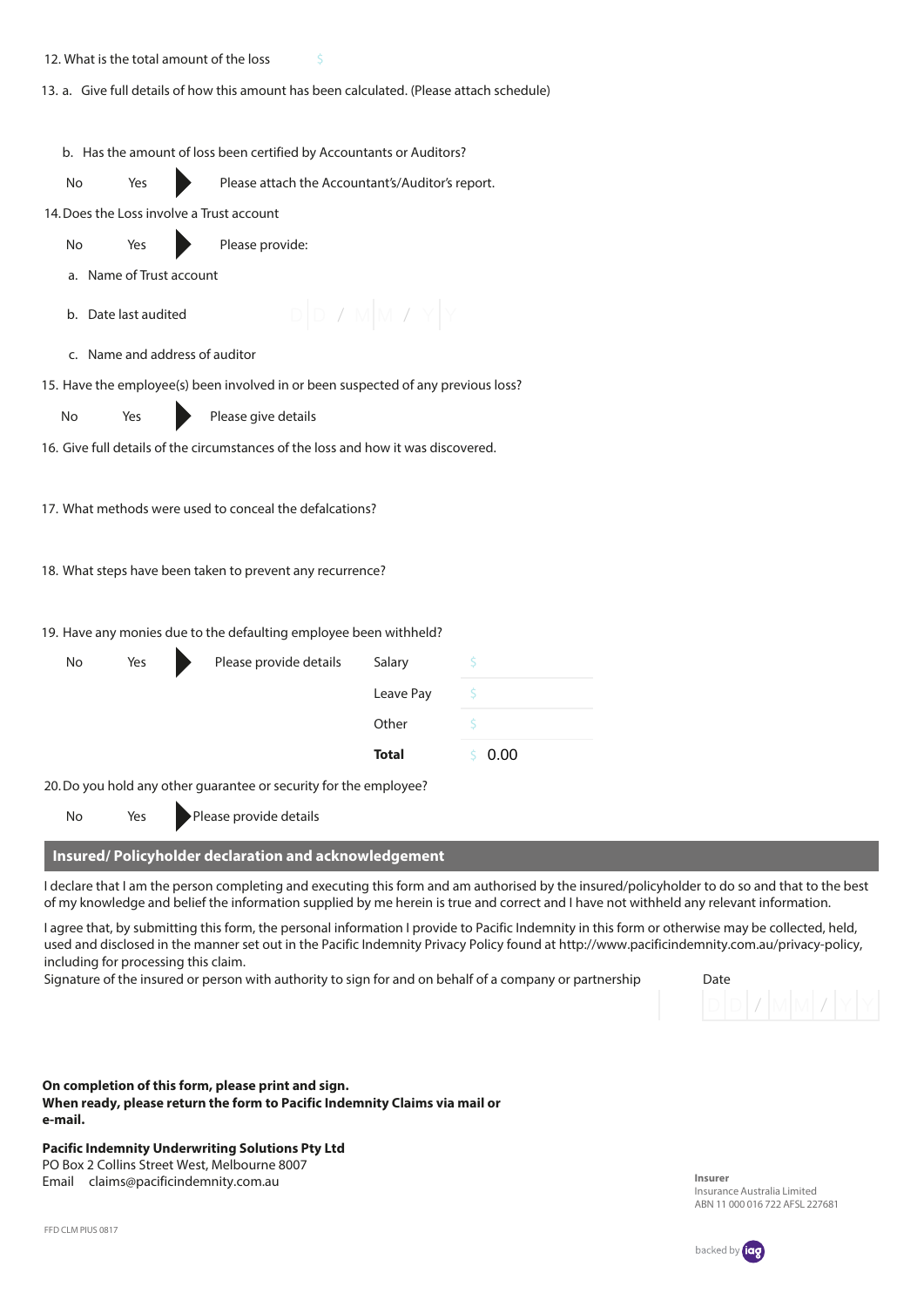12. What is the total amount of the loss $

13. a. Give full details of how this amount has been calculated. (Please attach schedule)

b. Has the amount of loss been certified by Accountants or Auditors?

No Yes ▶ Please attach the Accountant's/Auditor's report.

14. Does the Loss involve a Trust account

No Yes ▶ Please provide:

a. Name of Trust account

b. Date last audited DD / MM / YY

c. Name and address of auditor

15. Have the employee(s) been involved in or been suspected of any previous loss?

No Yes ▶ Please give details

16. Give full details of the circumstances of the loss and how it was discovered.

17. What methods were used to conceal the defalcations?

18. What steps have been taken to prevent any recurrence?

19. Have any monies due to the defaulting employee been withheld?

No Yes ▶ Please provide details

| | |
|---|---|
| Salary | $ |
| Leave Pay | $ |
| Other | $ |
| **Total** | $ 0.00 |

20. Do you hold any other guarantee or security for the employee?

No Yes ▶ Please provide details

## Insured/ Policyholder declaration and acknowledgement

I declare that I am the person completing and executing this form and am authorised by the insured/policyholder to do so and that to the best of my knowledge and belief the information supplied by me herein is true and correct and I have not withheld any relevant information.

I agree that, by submitting this form, the personal information I provide to Pacific Indemnity in this form or otherwise may be collected, held, used and disclosed in the manner set out in the Pacific Indemnity Privacy Policy found at http://www.pacificindemnity.com.au/privacy-policy, including for processing this claim.

Signature of the insured or person with authority to sign for and on behalf of a company or partnership

Date DD / MM / YY

**On completion of this form, please print and sign.**
**When ready, please return the form to Pacific Indemnity Claims via mail or e-mail.**

**Pacific Indemnity Underwriting Solutions Pty Ltd**
PO Box 2 Collins Street West, Melbourne 8007
Email claims@pacificindemnity.com.au

**Insurer**
Insurance Australia Limited
ABN 11 000 016 722 AFSL 227681

FFD CLM PIUS 0817

backed by iag